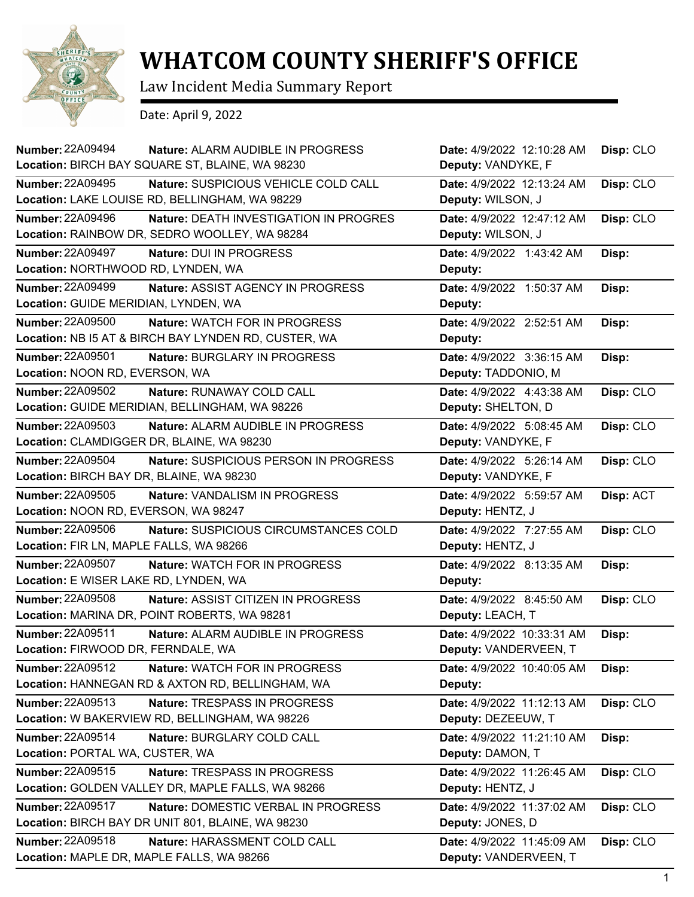# WHATCOM COUNTY SHERIFF'S OFFICE

Law Incident Media Summary Report

Date: April 9, 2022

| Number | Nature | Location | Date | Deputy | Disp |
|---|---|---|---|---|---|
| 22A09494 | ALARM AUDIBLE IN PROGRESS | BIRCH BAY SQUARE ST, BLAINE, WA 98230 | 4/9/2022 12:10:28 AM | VANDYKE, F | CLO |
| 22A09495 | SUSPICIOUS VEHICLE COLD CALL | LAKE LOUISE RD, BELLINGHAM, WA 98229 | 4/9/2022 12:13:24 AM | WILSON, J | CLO |
| 22A09496 | DEATH INVESTIGATION IN PROGRES | RAINBOW DR, SEDRO WOOLLEY, WA 98284 | 4/9/2022 12:47:12 AM | WILSON, J | CLO |
| 22A09497 | DUI IN PROGRESS | NORTHWOOD RD, LYNDEN, WA | 4/9/2022 1:43:42 AM | | |
| 22A09499 | ASSIST AGENCY IN PROGRESS | GUIDE MERIDIAN, LYNDEN, WA | 4/9/2022 1:50:37 AM | | |
| 22A09500 | WATCH FOR IN PROGRESS | NB I5 AT & BIRCH BAY LYNDEN RD, CUSTER, WA | 4/9/2022 2:52:51 AM | | |
| 22A09501 | BURGLARY IN PROGRESS | NOON RD, EVERSON, WA | 4/9/2022 3:36:15 AM | TADDONIO, M | |
| 22A09502 | RUNAWAY COLD CALL | GUIDE MERIDIAN, BELLINGHAM, WA 98226 | 4/9/2022 4:43:38 AM | SHELTON, D | CLO |
| 22A09503 | ALARM AUDIBLE IN PROGRESS | CLAMDIGGER DR, BLAINE, WA 98230 | 4/9/2022 5:08:45 AM | VANDYKE, F | CLO |
| 22A09504 | SUSPICIOUS PERSON IN PROGRESS | BIRCH BAY DR, BLAINE, WA 98230 | 4/9/2022 5:26:14 AM | VANDYKE, F | CLO |
| 22A09505 | VANDALISM IN PROGRESS | NOON RD, EVERSON, WA 98247 | 4/9/2022 5:59:57 AM | HENTZ, J | ACT |
| 22A09506 | SUSPICIOUS CIRCUMSTANCES COLD | FIR LN, MAPLE FALLS, WA 98266 | 4/9/2022 7:27:55 AM | HENTZ, J | CLO |
| 22A09507 | WATCH FOR IN PROGRESS | E WISER LAKE RD, LYNDEN, WA | 4/9/2022 8:13:35 AM | | |
| 22A09508 | ASSIST CITIZEN IN PROGRESS | MARINA DR, POINT ROBERTS, WA 98281 | 4/9/2022 8:45:50 AM | LEACH, T | CLO |
| 22A09511 | ALARM AUDIBLE IN PROGRESS | FIRWOOD DR, FERNDALE, WA | 4/9/2022 10:33:31 AM | VANDERVEEN, T | |
| 22A09512 | WATCH FOR IN PROGRESS | HANNEGAN RD & AXTON RD, BELLINGHAM, WA | 4/9/2022 10:40:05 AM | | |
| 22A09513 | TRESPASS IN PROGRESS | W BAKERVIEW RD, BELLINGHAM, WA 98226 | 4/9/2022 11:12:13 AM | DEZEEUW, T | CLO |
| 22A09514 | BURGLARY COLD CALL | PORTAL WA, CUSTER, WA | 4/9/2022 11:21:10 AM | DAMON, T | |
| 22A09515 | TRESPASS IN PROGRESS | GOLDEN VALLEY DR, MAPLE FALLS, WA 98266 | 4/9/2022 11:26:45 AM | HENTZ, J | CLO |
| 22A09517 | DOMESTIC VERBAL IN PROGRESS | BIRCH BAY DR UNIT 801, BLAINE, WA 98230 | 4/9/2022 11:37:02 AM | JONES, D | CLO |
| 22A09518 | HARASSMENT COLD CALL | MAPLE DR, MAPLE FALLS, WA 98266 | 4/9/2022 11:45:09 AM | VANDERVEEN, T | CLO |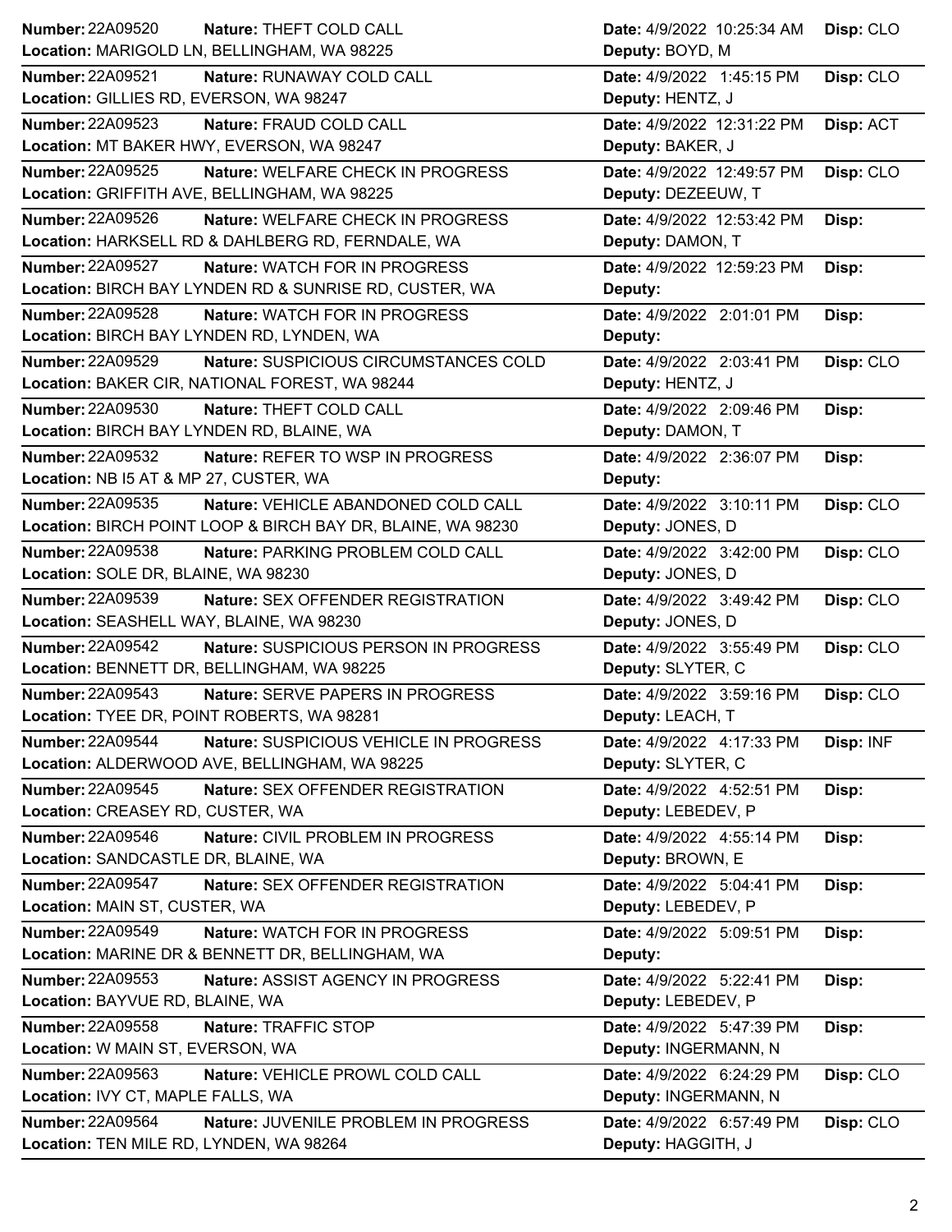| Number | Nature | Location | Date | Deputy | Disp |
|---|---|---|---|---|---|
| 22A09520 | THEFT COLD CALL | MARIGOLD LN, BELLINGHAM, WA 98225 | 4/9/2022 10:25:34 AM | BOYD, M | CLO |
| 22A09521 | RUNAWAY COLD CALL | GILLIES RD, EVERSON, WA 98247 | 4/9/2022 1:45:15 PM | HENTZ, J | CLO |
| 22A09523 | FRAUD COLD CALL | MT BAKER HWY, EVERSON, WA 98247 | 4/9/2022 12:31:22 PM | BAKER, J | ACT |
| 22A09525 | WELFARE CHECK IN PROGRESS | GRIFFITH AVE, BELLINGHAM, WA 98225 | 4/9/2022 12:49:57 PM | DEZEEUW, T | CLO |
| 22A09526 | WELFARE CHECK IN PROGRESS | HARKSELL RD & DAHLBERG RD, FERNDALE, WA | 4/9/2022 12:53:42 PM | DAMON, T | |
| 22A09527 | WATCH FOR IN PROGRESS | BIRCH BAY LYNDEN RD & SUNRISE RD, CUSTER, WA | 4/9/2022 12:59:23 PM | | |
| 22A09528 | WATCH FOR IN PROGRESS | BIRCH BAY LYNDEN RD, LYNDEN, WA | 4/9/2022 2:01:01 PM | | |
| 22A09529 | SUSPICIOUS CIRCUMSTANCES COLD | BAKER CIR, NATIONAL FOREST, WA 98244 | 4/9/2022 2:03:41 PM | HENTZ, J | CLO |
| 22A09530 | THEFT COLD CALL | BIRCH BAY LYNDEN RD, BLAINE, WA | 4/9/2022 2:09:46 PM | DAMON, T | |
| 22A09532 | REFER TO WSP IN PROGRESS | NB I5 AT & MP 27, CUSTER, WA | 4/9/2022 2:36:07 PM | | |
| 22A09535 | VEHICLE ABANDONED COLD CALL | BIRCH POINT LOOP & BIRCH BAY DR, BLAINE, WA 98230 | 4/9/2022 3:10:11 PM | JONES, D | CLO |
| 22A09538 | PARKING PROBLEM COLD CALL | SOLE DR, BLAINE, WA 98230 | 4/9/2022 3:42:00 PM | JONES, D | CLO |
| 22A09539 | SEX OFFENDER REGISTRATION | SEASHELL WAY, BLAINE, WA 98230 | 4/9/2022 3:49:42 PM | JONES, D | CLO |
| 22A09542 | SUSPICIOUS PERSON IN PROGRESS | BENNETT DR, BELLINGHAM, WA 98225 | 4/9/2022 3:55:49 PM | SLYTER, C | CLO |
| 22A09543 | SERVE PAPERS IN PROGRESS | TYEE DR, POINT ROBERTS, WA 98281 | 4/9/2022 3:59:16 PM | LEACH, T | CLO |
| 22A09544 | SUSPICIOUS VEHICLE IN PROGRESS | ALDERWOOD AVE, BELLINGHAM, WA 98225 | 4/9/2022 4:17:33 PM | SLYTER, C | INF |
| 22A09545 | SEX OFFENDER REGISTRATION | CREASEY RD, CUSTER, WA | 4/9/2022 4:52:51 PM | LEBEDEV, P | |
| 22A09546 | CIVIL PROBLEM IN PROGRESS | SANDCASTLE DR, BLAINE, WA | 4/9/2022 4:55:14 PM | BROWN, E | |
| 22A09547 | SEX OFFENDER REGISTRATION | MAIN ST, CUSTER, WA | 4/9/2022 5:04:41 PM | LEBEDEV, P | |
| 22A09549 | WATCH FOR IN PROGRESS | MARINE DR & BENNETT DR, BELLINGHAM, WA | 4/9/2022 5:09:51 PM | | |
| 22A09553 | ASSIST AGENCY IN PROGRESS | BAYVUE RD, BLAINE, WA | 4/9/2022 5:22:41 PM | LEBEDEV, P | |
| 22A09558 | TRAFFIC STOP | W MAIN ST, EVERSON, WA | 4/9/2022 5:47:39 PM | INGERMANN, N | |
| 22A09563 | VEHICLE PROWL COLD CALL | IVY CT, MAPLE FALLS, WA | 4/9/2022 6:24:29 PM | INGERMANN, N | CLO |
| 22A09564 | JUVENILE PROBLEM IN PROGRESS | TEN MILE RD, LYNDEN, WA 98264 | 4/9/2022 6:57:49 PM | HAGGITH, J | CLO |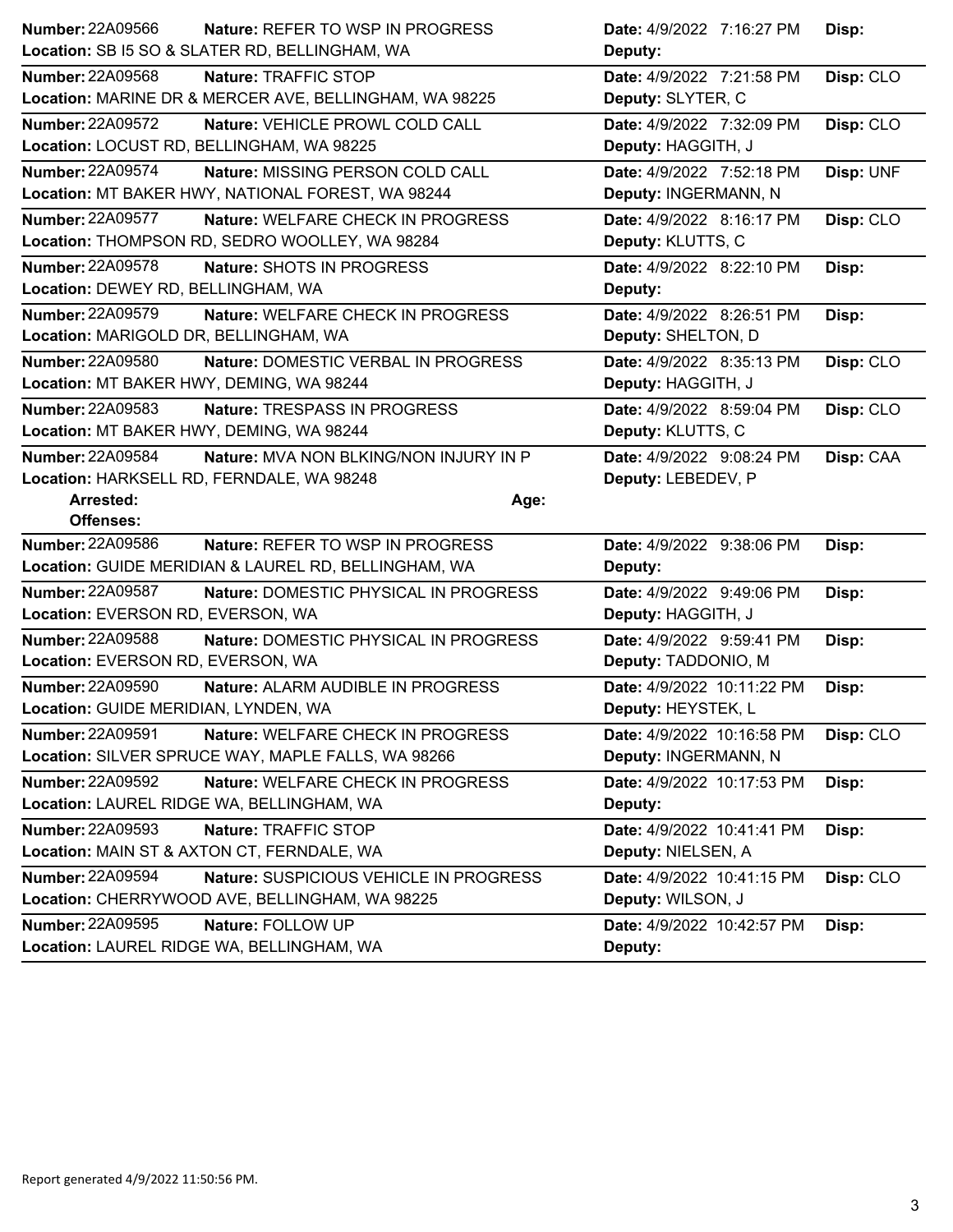**Number:** 22A09566 **Nature:** REFER TO WSP IN PROGRESS **Date:** 4/9/2022 7:16:27 PM **Disp:**
**Location:** SB I5 SO & SLATER RD, BELLINGHAM, WA **Deputy:**

---

**Number:** 22A09568 **Nature:** TRAFFIC STOP **Date:** 4/9/2022 7:21:58 PM **Disp:** CLO
**Location:** MARINE DR & MERCER AVE, BELLINGHAM, WA 98225 **Deputy:** SLYTER, C

---

**Number:** 22A09572 **Nature:** VEHICLE PROWL COLD CALL **Date:** 4/9/2022 7:32:09 PM **Disp:** CLO
**Location:** LOCUST RD, BELLINGHAM, WA 98225 **Deputy:** HAGGITH, J

---

**Number:** 22A09574 **Nature:** MISSING PERSON COLD CALL **Date:** 4/9/2022 7:52:18 PM **Disp:** UNF
**Location:** MT BAKER HWY, NATIONAL FOREST, WA 98244 **Deputy:** INGERMANN, N

---

**Number:** 22A09577 **Nature:** WELFARE CHECK IN PROGRESS **Date:** 4/9/2022 8:16:17 PM **Disp:** CLO
**Location:** THOMPSON RD, SEDRO WOOLLEY, WA 98284 **Deputy:** KLUTTS, C

---

**Number:** 22A09578 **Nature:** SHOTS IN PROGRESS **Date:** 4/9/2022 8:22:10 PM **Disp:**
**Location:** DEWEY RD, BELLINGHAM, WA **Deputy:**

---

**Number:** 22A09579 **Nature:** WELFARE CHECK IN PROGRESS **Date:** 4/9/2022 8:26:51 PM **Disp:**
**Location:** MARIGOLD DR, BELLINGHAM, WA **Deputy:** SHELTON, D

---

**Number:** 22A09580 **Nature:** DOMESTIC VERBAL IN PROGRESS **Date:** 4/9/2022 8:35:13 PM **Disp:** CLO
**Location:** MT BAKER HWY, DEMING, WA 98244 **Deputy:** HAGGITH, J

---

**Number:** 22A09583 **Nature:** TRESPASS IN PROGRESS **Date:** 4/9/2022 8:59:04 PM **Disp:** CLO
**Location:** MT BAKER HWY, DEMING, WA 98244 **Deputy:** KLUTTS, C

---

**Number:** 22A09584 **Nature:** MVA NON BLKING/NON INJURY IN P **Date:** 4/9/2022 9:08:24 PM **Disp:** CAA
**Location:** HARKSELL RD, FERNDALE, WA 98248 **Deputy:** LEBEDEV, P
**Arrested:** **Age:**
**Offenses:**

---

**Number:** 22A09586 **Nature:** REFER TO WSP IN PROGRESS **Date:** 4/9/2022 9:38:06 PM **Disp:**
**Location:** GUIDE MERIDIAN & LAUREL RD, BELLINGHAM, WA **Deputy:**

---

**Number:** 22A09587 **Nature:** DOMESTIC PHYSICAL IN PROGRESS **Date:** 4/9/2022 9:49:06 PM **Disp:**
**Location:** EVERSON RD, EVERSON, WA **Deputy:** HAGGITH, J

---

**Number:** 22A09588 **Nature:** DOMESTIC PHYSICAL IN PROGRESS **Date:** 4/9/2022 9:59:41 PM **Disp:**
**Location:** EVERSON RD, EVERSON, WA **Deputy:** TADDONIO, M

---

**Number:** 22A09590 **Nature:** ALARM AUDIBLE IN PROGRESS **Date:** 4/9/2022 10:11:22 PM **Disp:**
**Location:** GUIDE MERIDIAN, LYNDEN, WA **Deputy:** HEYSTEK, L

---

**Number:** 22A09591 **Nature:** WELFARE CHECK IN PROGRESS **Date:** 4/9/2022 10:16:58 PM **Disp:** CLO
**Location:** SILVER SPRUCE WAY, MAPLE FALLS, WA 98266 **Deputy:** INGERMANN, N

---

**Number:** 22A09592 **Nature:** WELFARE CHECK IN PROGRESS **Date:** 4/9/2022 10:17:53 PM **Disp:**
**Location:** LAUREL RIDGE WA, BELLINGHAM, WA **Deputy:**

---

**Number:** 22A09593 **Nature:** TRAFFIC STOP **Date:** 4/9/2022 10:41:41 PM **Disp:**
**Location:** MAIN ST & AXTON CT, FERNDALE, WA **Deputy:** NIELSEN, A

---

**Number:** 22A09594 **Nature:** SUSPICIOUS VEHICLE IN PROGRESS **Date:** 4/9/2022 10:41:15 PM **Disp:** CLO
**Location:** CHERRYWOOD AVE, BELLINGHAM, WA 98225 **Deputy:** WILSON, J

---

**Number:** 22A09595 **Nature:** FOLLOW UP **Date:** 4/9/2022 10:42:57 PM **Disp:**
**Location:** LAUREL RIDGE WA, BELLINGHAM, WA **Deputy:**

---

Report generated 4/9/2022 11:50:56 PM.